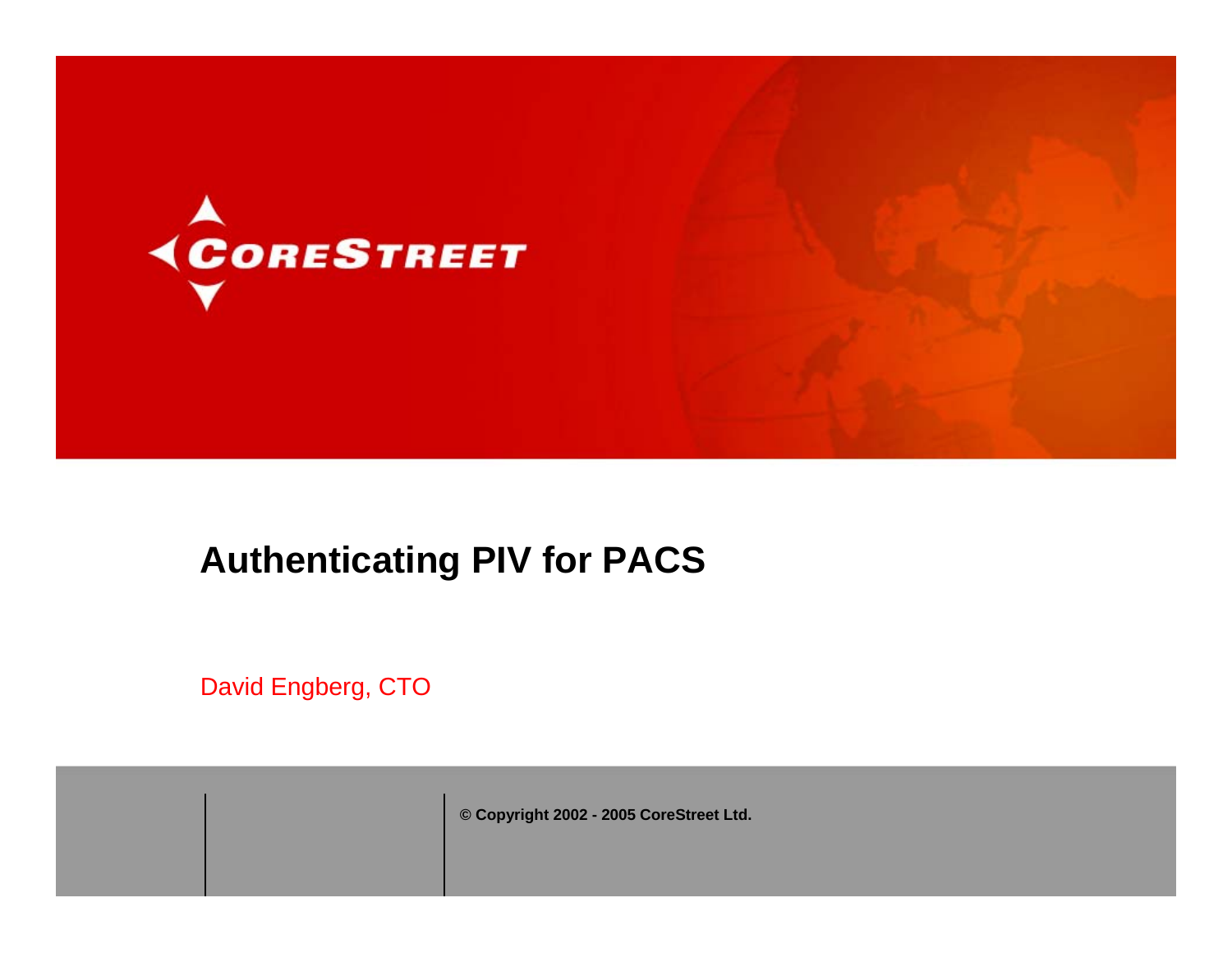CoreStreet

# Authenticating PIV for PACS

David Engberg, CTO

© Copyright 2002 - 2005 CoreStreet Ltd.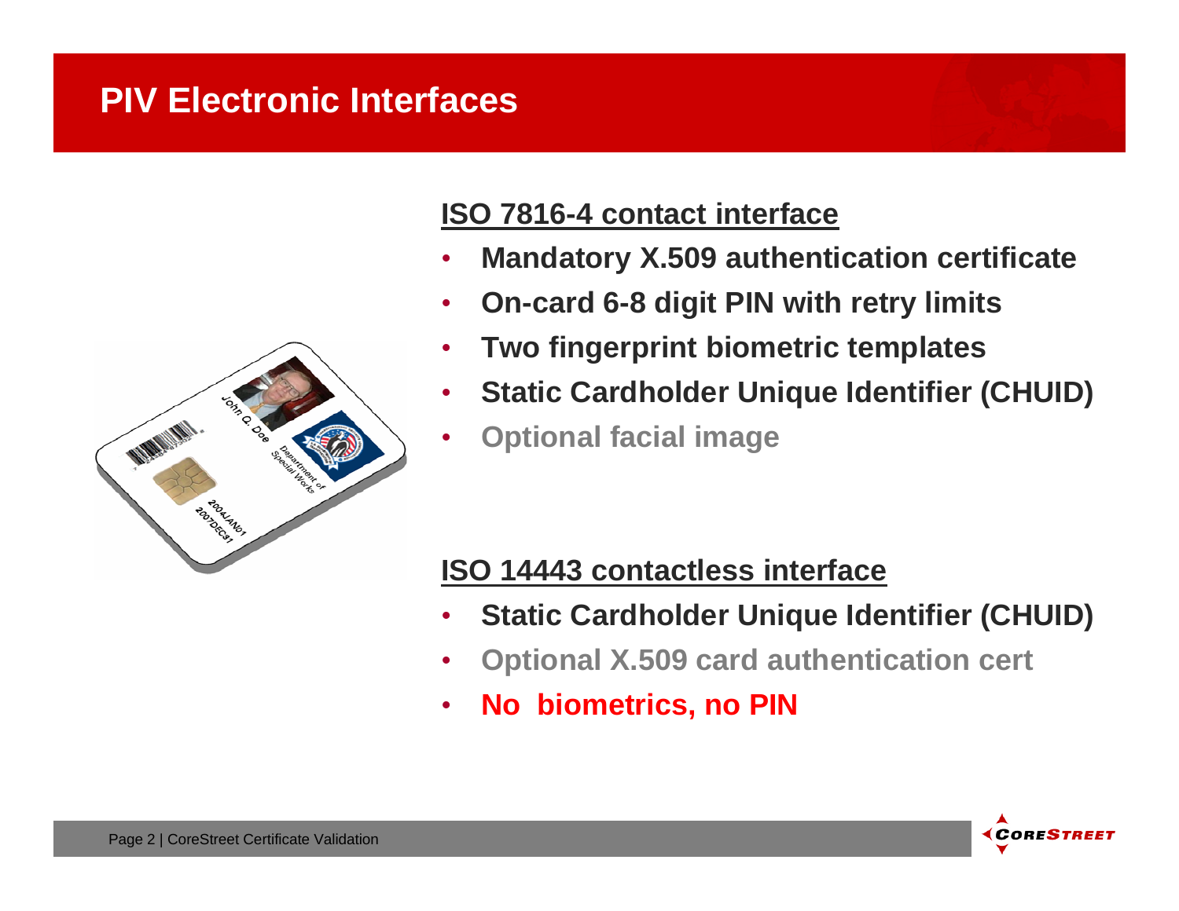# PIV Electronic Interfaces

## ISO 7816-4 contact interface

- **Mandatory X.509 authentication certificate**
- **On-card 6-8 digit PIN with retry limits**
- **Two fingerprint biometric templates**
- **Static Cardholder Unique Identifier (CHUID)**
- **Optional facial image**

## ISO 14443 contactless interface

- **Static Cardholder Unique Identifier (CHUID)**
- **Optional X.509 card authentication cert**
- **No biometrics, no PIN**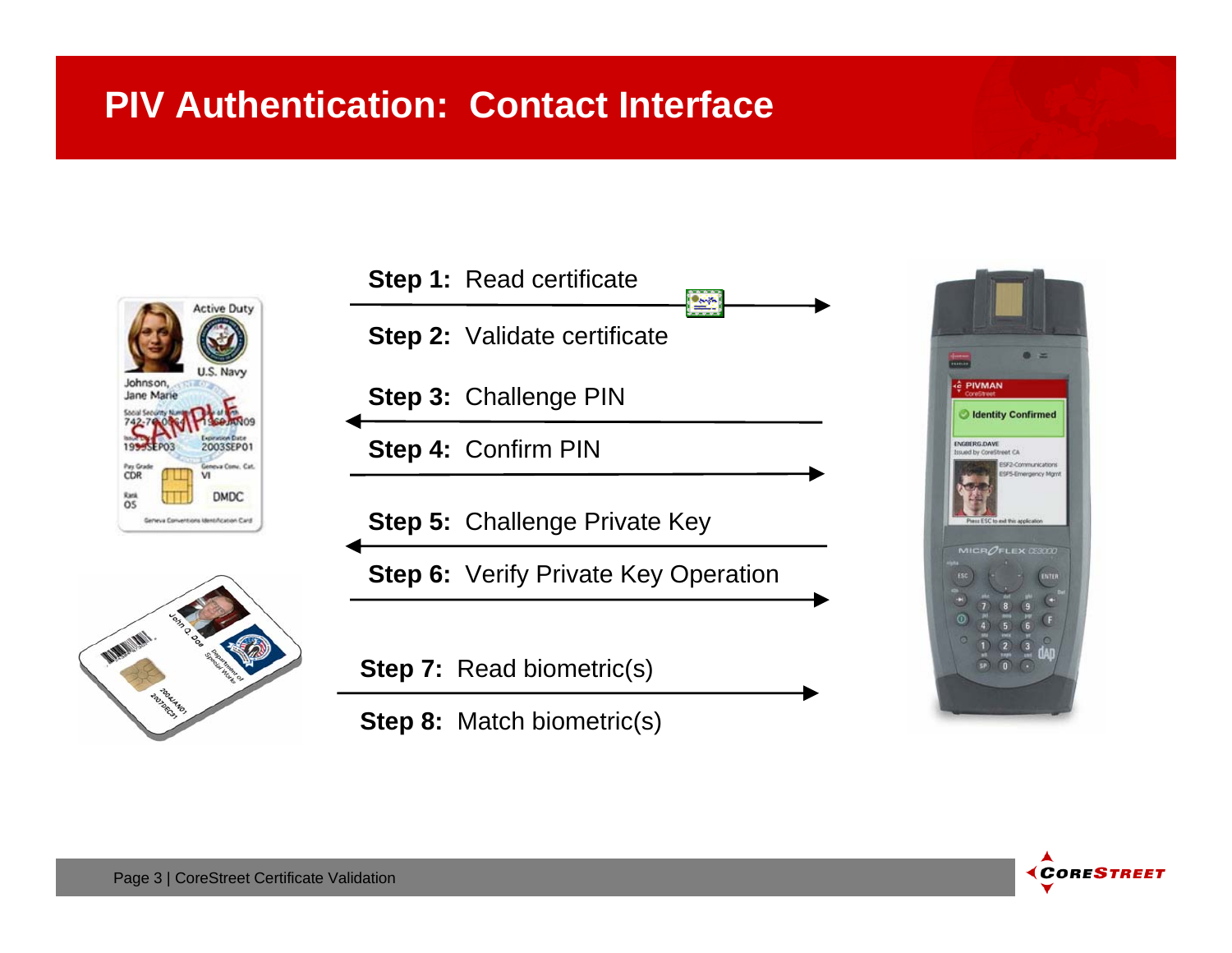# PIV Authentication: Contact Interface

**Step 1:** Read certificate

**Step 2:** Validate certificate

**Step 3:** Challenge PIN

**Step 4:** Confirm PIN

**Step 5:** Challenge Private Key

**Step 6:** Verify Private Key Operation

**Step 7:** Read biometric(s)

**Step 8:** Match biometric(s)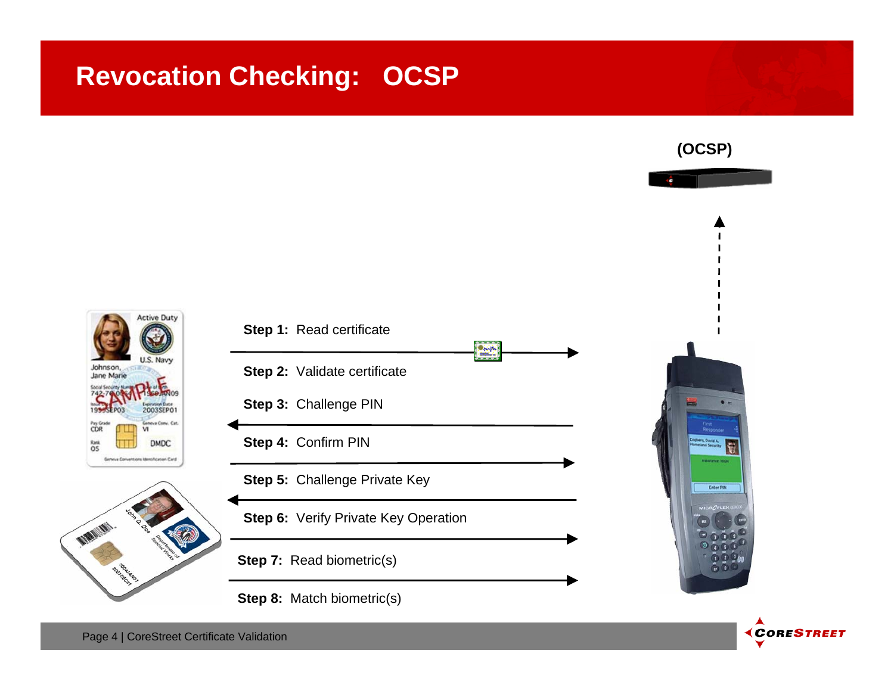# Revocation Checking: OCSP

(OCSP)

**Step 1:** Read certificate

**Step 2:** Validate certificate

**Step 3:** Challenge PIN

**Step 4:** Confirm PIN

**Step 5:** Challenge Private Key

**Step 6:** Verify Private Key Operation

**Step 7:** Read biometric(s)

**Step 8:** Match biometric(s)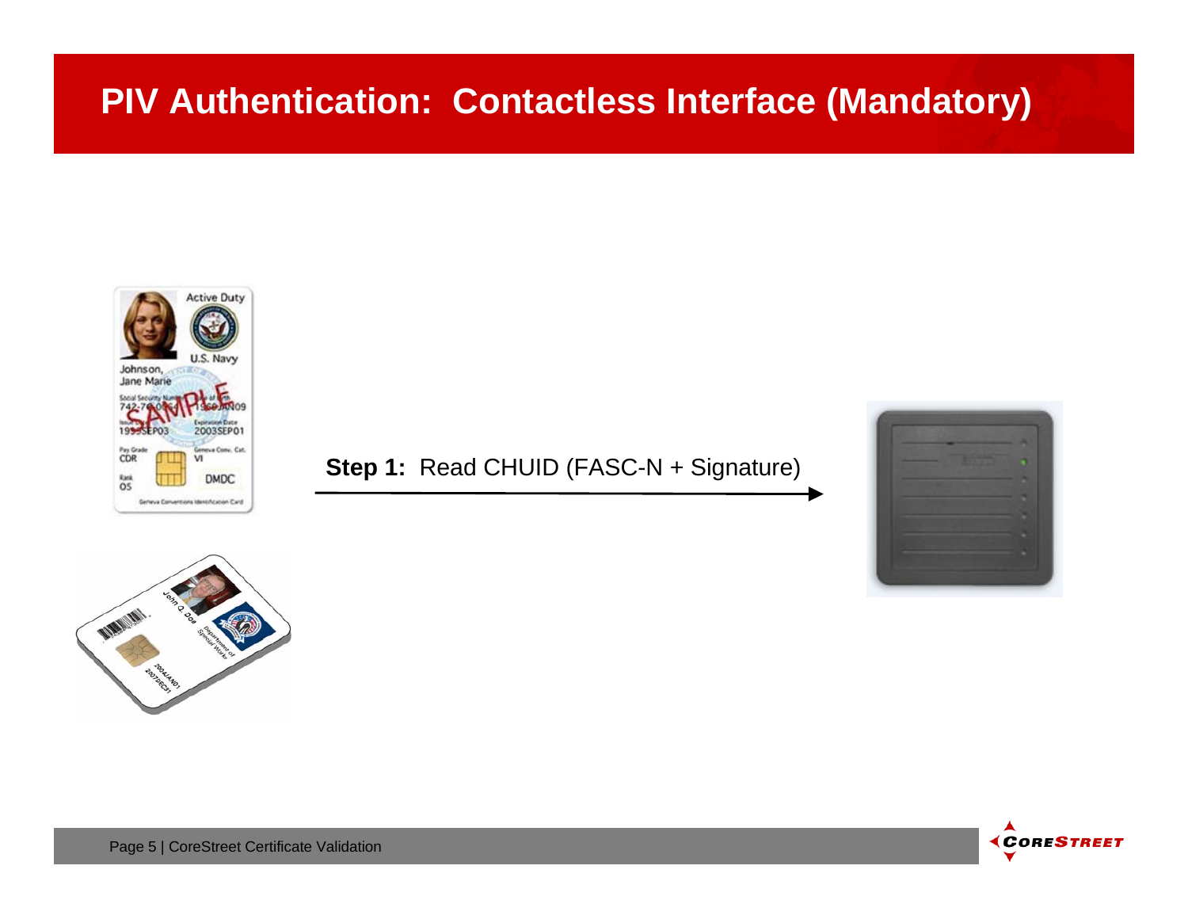# PIV Authentication: Contactless Interface (Mandatory)

**Step 1:** Read CHUID (FASC-N + Signature)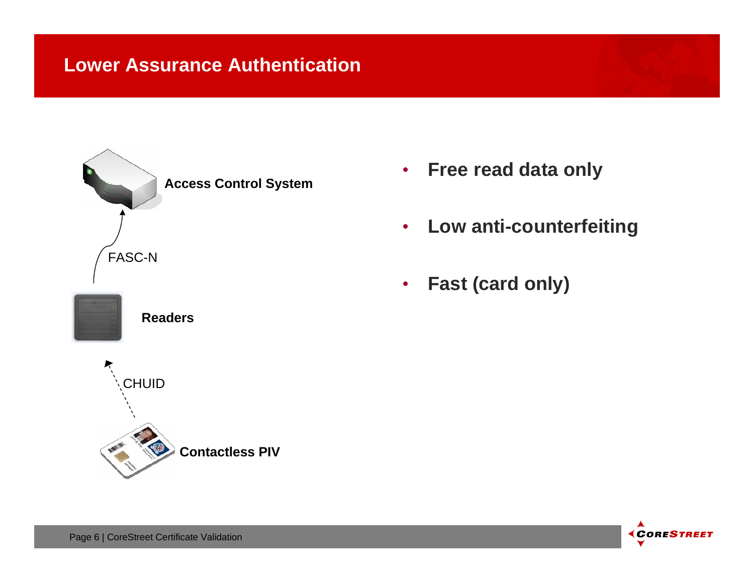# Lower Assurance Authentication

Access Control System

FASC-N

Readers

CHUID

Contactless PIV

- **Free read data only**
- **Low anti-counterfeiting**
- **Fast (card only)**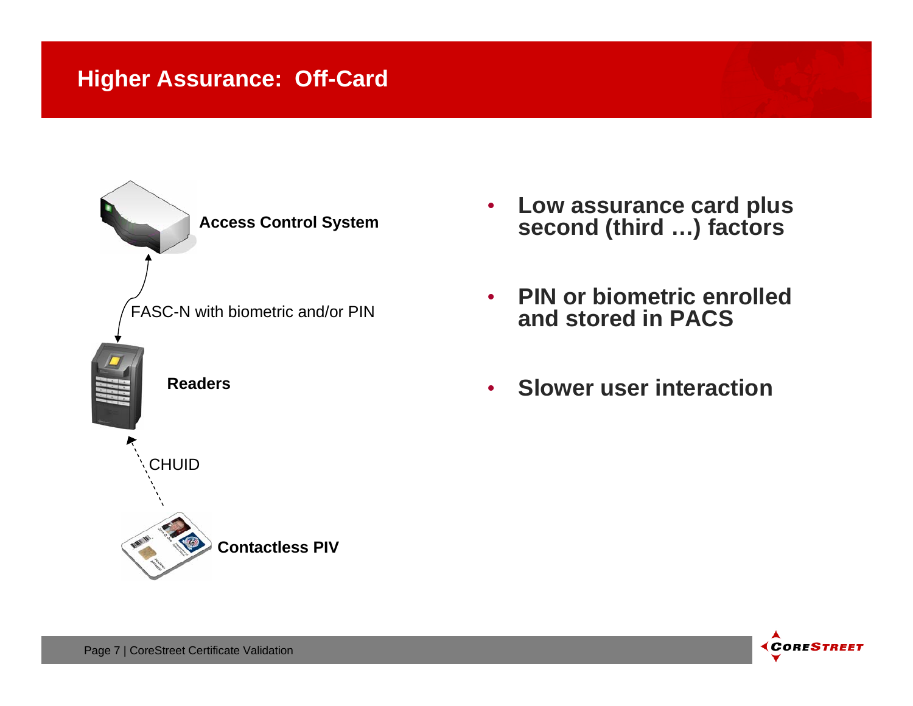# Higher Assurance: Off-Card

Access Control System

FASC-N with biometric and/or PIN

Readers

CHUID

Contactless PIV

- **Low assurance card plus second (third …) factors**
- **PIN or biometric enrolled and stored in PACS**
- **Slower user interaction**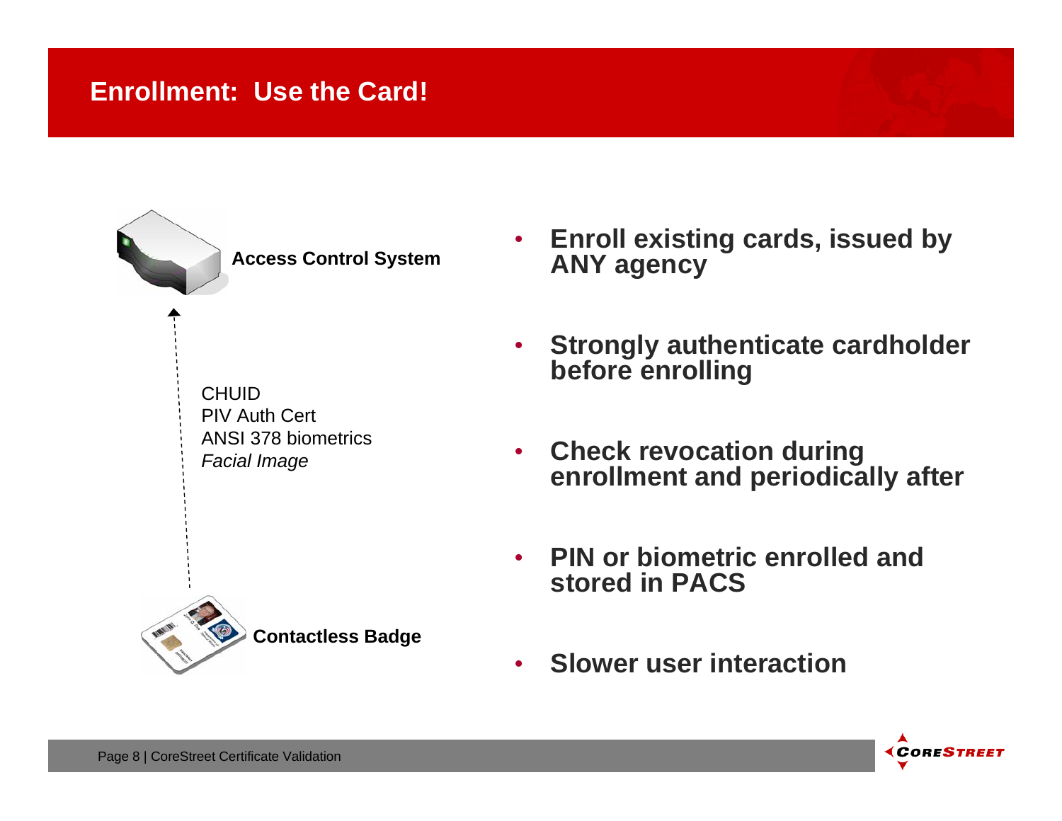# Enrollment: Use the Card!

**Access Control System**

CHUID
PIV Auth Cert
ANSI 378 biometrics
*Facial Image*

**Contactless Badge**

- **Enroll existing cards, issued by ANY agency**
- **Strongly authenticate cardholder before enrolling**
- **Check revocation during enrollment and periodically after**
- **PIN or biometric enrolled and stored in PACS**
- **Slower user interaction**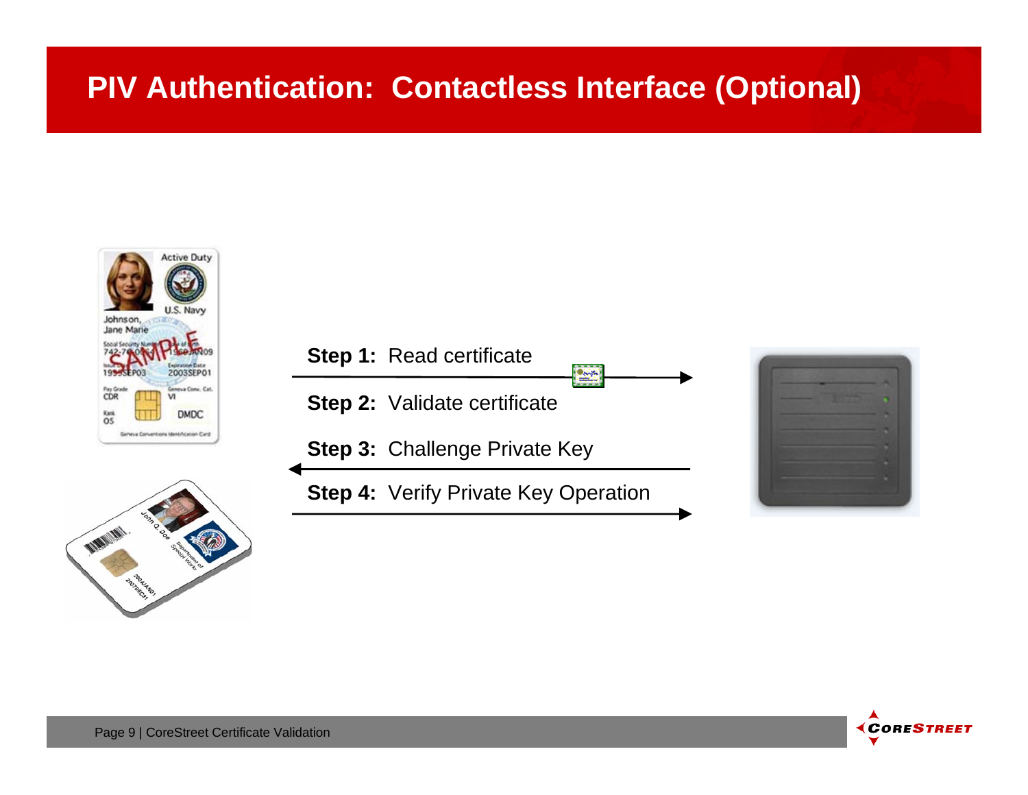# PIV Authentication: Contactless Interface (Optional)

**Step 1:** Read certificate

**Step 2:** Validate certificate

**Step 3:** Challenge Private Key

**Step 4:** Verify Private Key Operation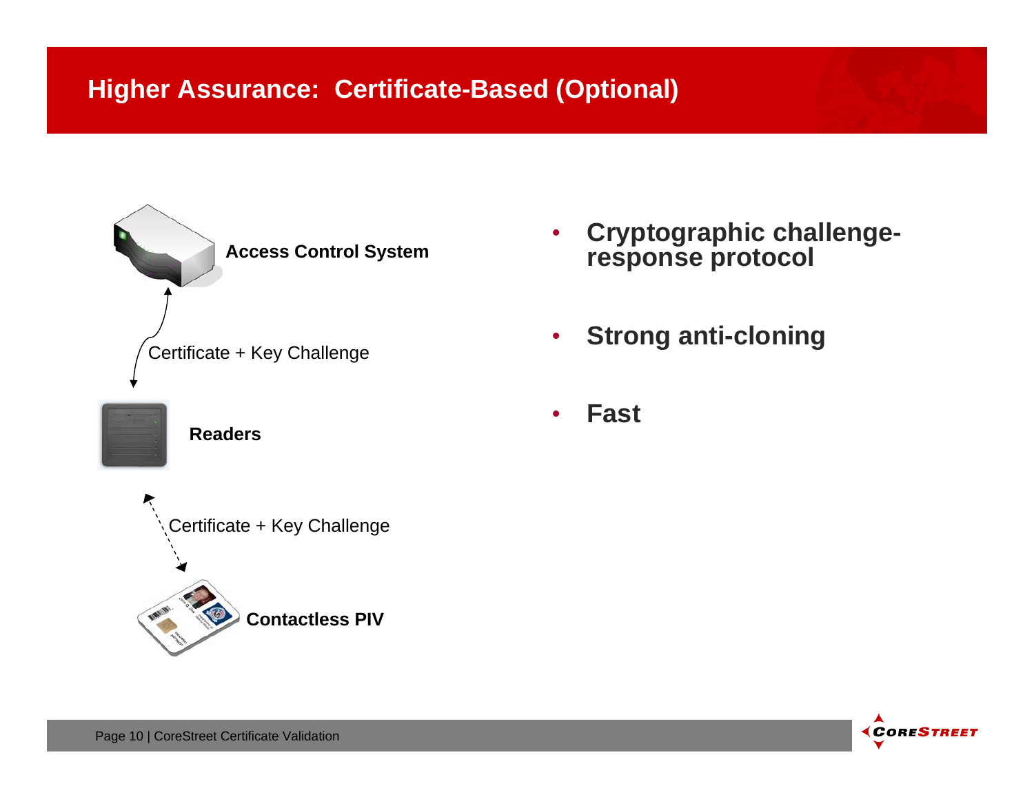# Higher Assurance: Certificate-Based (Optional)

**Access Control System**

Certificate + Key Challenge

**Readers**

Certificate + Key Challenge

**Contactless PIV**

- **Cryptographic challenge-response protocol**
- **Strong anti-cloning**
- **Fast**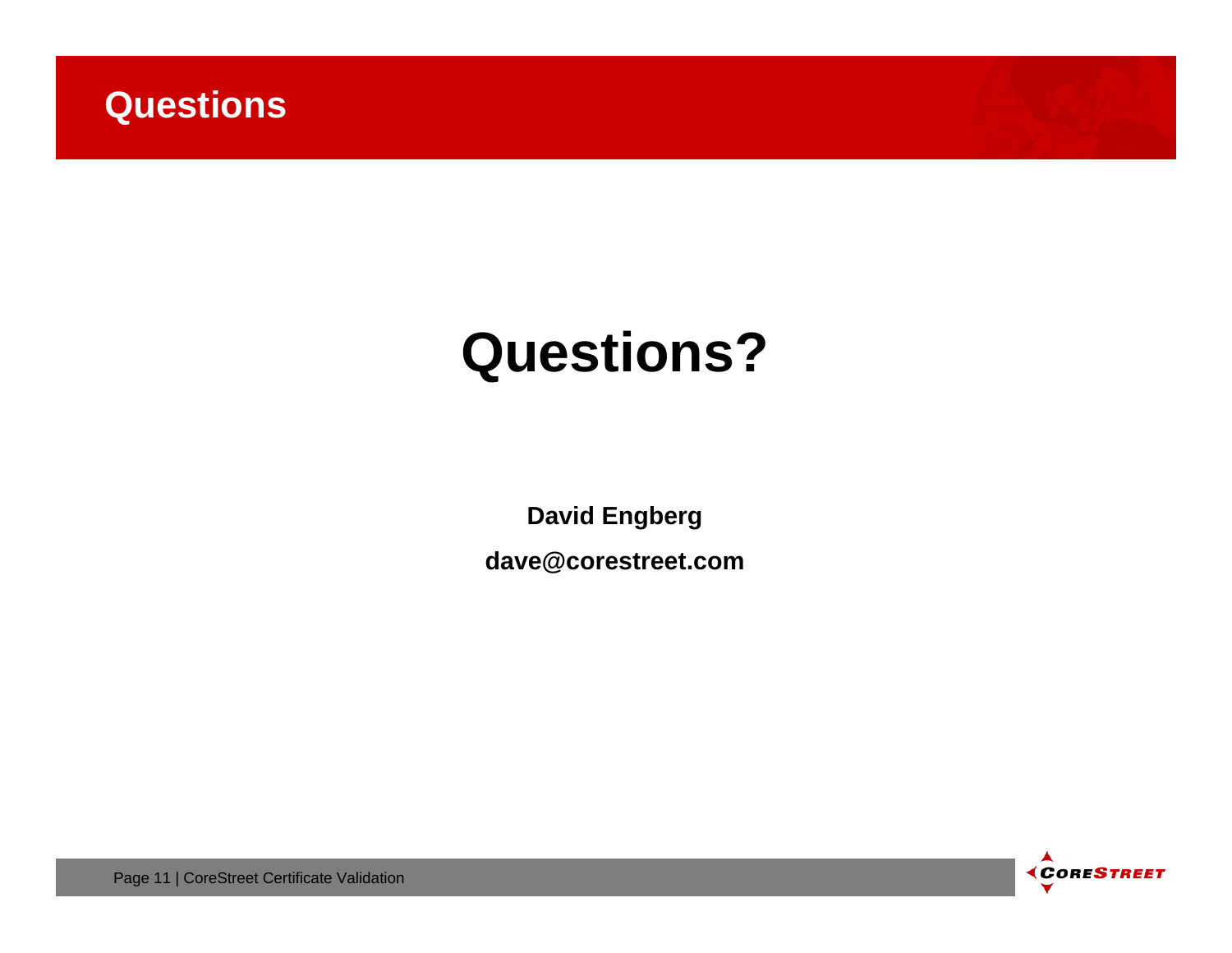# Questions

## Questions?

**David Engberg**

**dave@corestreet.com**